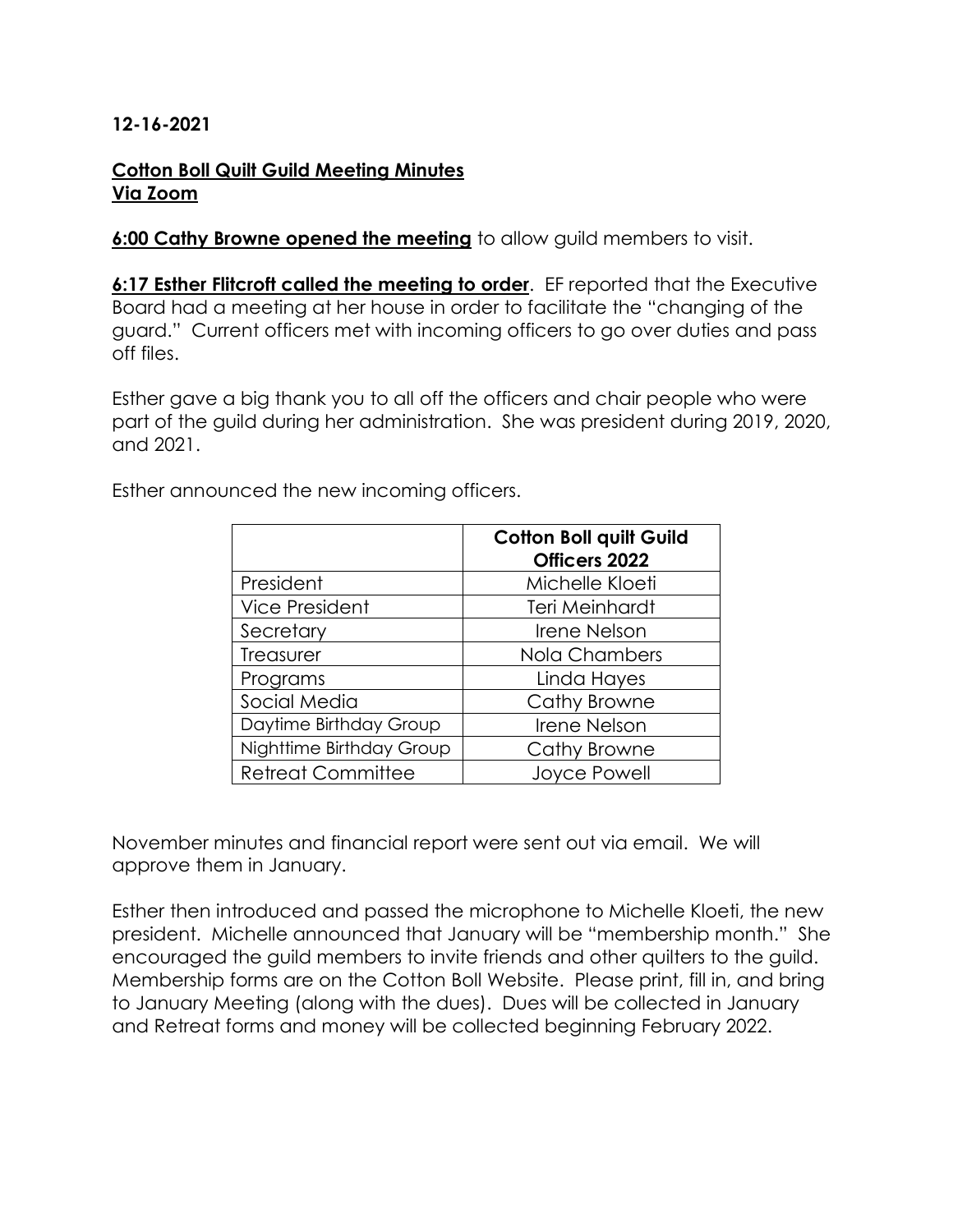**12-16-2021**

**Cotton Boll Quilt Guild Meeting Minutes**
**Via Zoom**

**6:00 Cathy Browne opened the meeting** to allow guild members to visit.

**6:17 Esther Flitcroft called the meeting to order**. EF reported that the Executive Board had a meeting at her house in order to facilitate the "changing of the guard." Current officers met with incoming officers to go over duties and pass off files.

Esther gave a big thank you to all off the officers and chair people who were part of the guild during her administration. She was president during 2019, 2020, and 2021.

Esther announced the new incoming officers.

| | **Cotton Boll quilt Guild Officers 2022** |
|---|---|
| President | Michelle Kloeti |
| Vice President | Teri Meinhardt |
| Secretary | Irene Nelson |
| Treasurer | Nola Chambers |
| Programs | Linda Hayes |
| Social Media | Cathy Browne |
| Daytime Birthday Group | Irene Nelson |
| Nighttime Birthday Group | Cathy Browne |
| Retreat Committee | Joyce Powell |

November minutes and financial report were sent out via email. We will approve them in January.

Esther then introduced and passed the microphone to Michelle Kloeti, the new president. Michelle announced that January will be "membership month." She encouraged the guild members to invite friends and other quilters to the guild. Membership forms are on the Cotton Boll Website. Please print, fill in, and bring to January Meeting (along with the dues). Dues will be collected in January and Retreat forms and money will be collected beginning February 2022.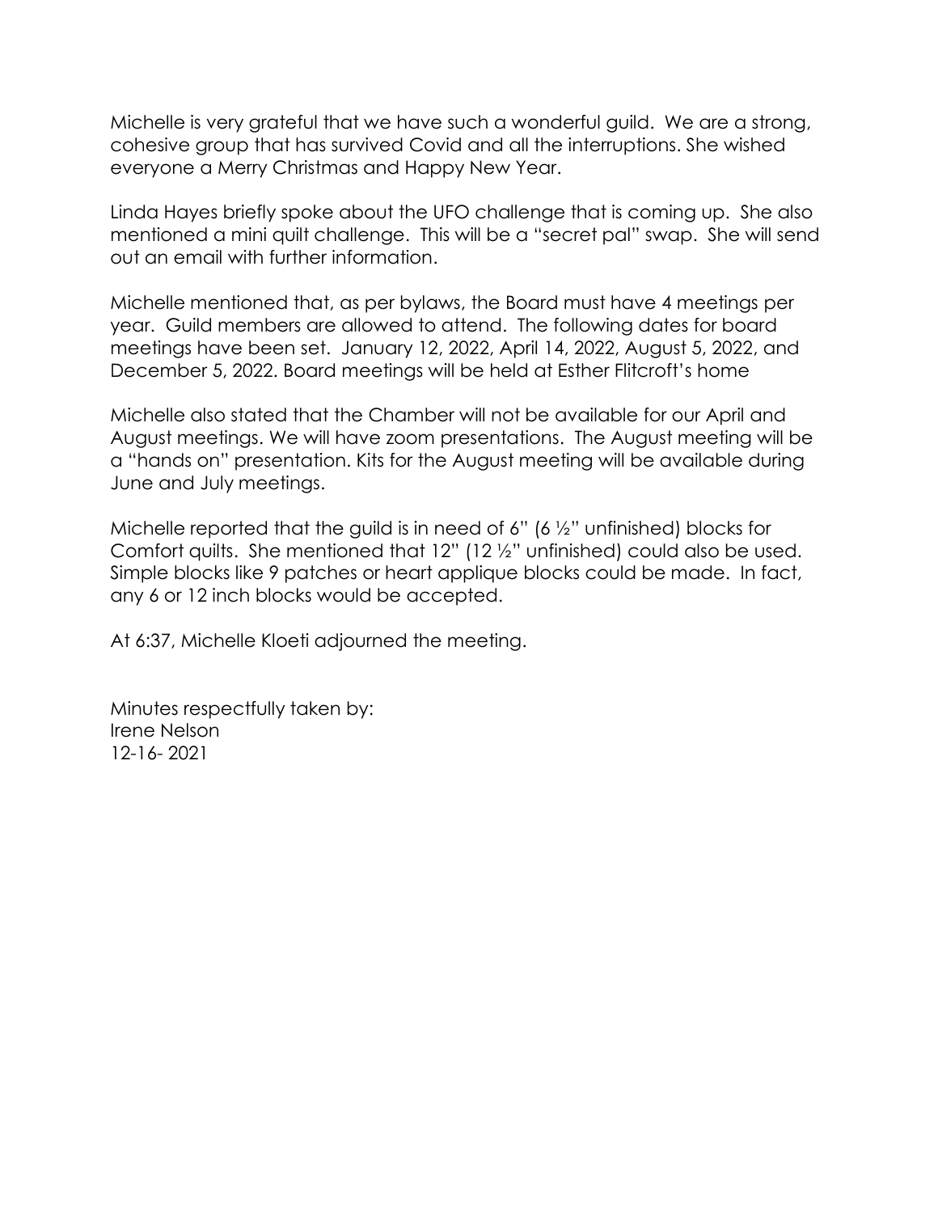Michelle is very grateful that we have such a wonderful guild. We are a strong, cohesive group that has survived Covid and all the interruptions. She wished everyone a Merry Christmas and Happy New Year.

Linda Hayes briefly spoke about the UFO challenge that is coming up. She also mentioned a mini quilt challenge. This will be a "secret pal" swap. She will send out an email with further information.

Michelle mentioned that, as per bylaws, the Board must have 4 meetings per year. Guild members are allowed to attend. The following dates for board meetings have been set. January 12, 2022, April 14, 2022, August 5, 2022, and December 5, 2022. Board meetings will be held at Esther Flitcroft's home

Michelle also stated that the Chamber will not be available for our April and August meetings. We will have zoom presentations. The August meeting will be a "hands on" presentation. Kits for the August meeting will be available during June and July meetings.

Michelle reported that the guild is in need of 6" (6 ½" unfinished) blocks for Comfort quilts. She mentioned that 12" (12 ½" unfinished) could also be used. Simple blocks like 9 patches or heart applique blocks could be made. In fact, any 6 or 12 inch blocks would be accepted.

At 6:37, Michelle Kloeti adjourned the meeting.

Minutes respectfully taken by:
Irene Nelson
12-16- 2021